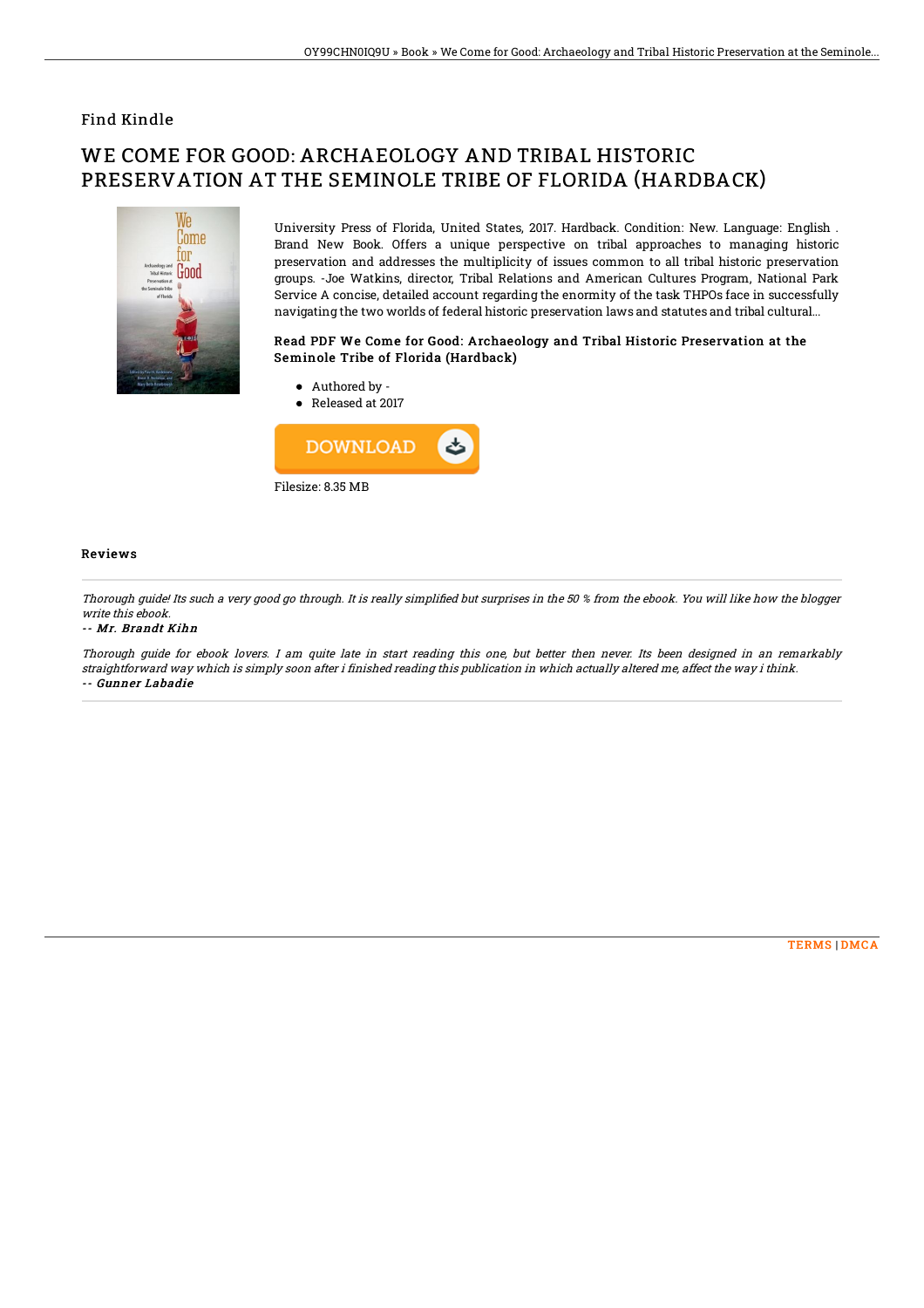Find Kindle

# WE COME FOR GOOD: ARCHAEOLOGY AND TRIBAL HISTORIC PRESERVATION AT THE SEMINOLE TRIBE OF FLORIDA (HARDBACK)

University Press of Florida, United States, 2017. Hardback. Condition: New. Language: English . Brand New Book. Offers a unique perspective on tribal approaches to managing historic preservation and addresses the multiplicity of issues common to all tribal historic preservation groups. -Joe Watkins, director, Tribal Relations and American Cultures Program, National Park Service A concise, detailed account regarding the enormity of the task THPOs face in successfully navigating the two worlds of federal historic preservation laws and statutes and tribal cultural...

### Read PDF We Come for Good: Archaeology and Tribal Historic Preservation at the Seminole Tribe of Florida (Hardback)

- Authored by -
- Released at 2017

DOWNLOAD

Filesize: 8.35 MB

### Reviews

*Thorough guide! Its such a very good go through. It is really simplified but surprises in the 50 % from the ebook. You will like how the blogger write this ebook.*

*-- Mr. Brandt Kihn*

*Thorough guide for ebook lovers. I am quite late in start reading this one, but better then never. Its been designed in an remarkably straightforward way which is simply soon after i finished reading this publication in which actually altered me, affect the way i think.*

*-- Gunner Labadie*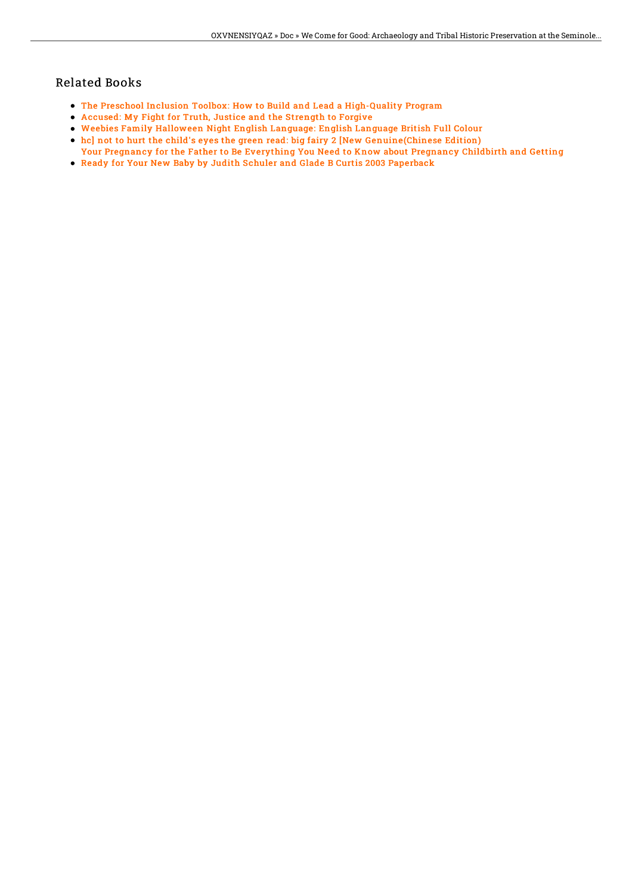## Related Books

- The Preschool Inclusion Toolbox: How to Build and Lead a High-Quality Program
- Accused: My Fight for Truth, Justice and the Strength to Forgive
- Weebies Family Halloween Night English Language: English Language British Full Colour
- hc] not to hurt the child's eyes the green read: big fairy 2 [New Genuine(Chinese Edition)
  Your Pregnancy for the Father to Be Everything You Need to Know about Pregnancy Childbirth and Getting
- Ready for Your New Baby by Judith Schuler and Glade B Curtis 2003 Paperback